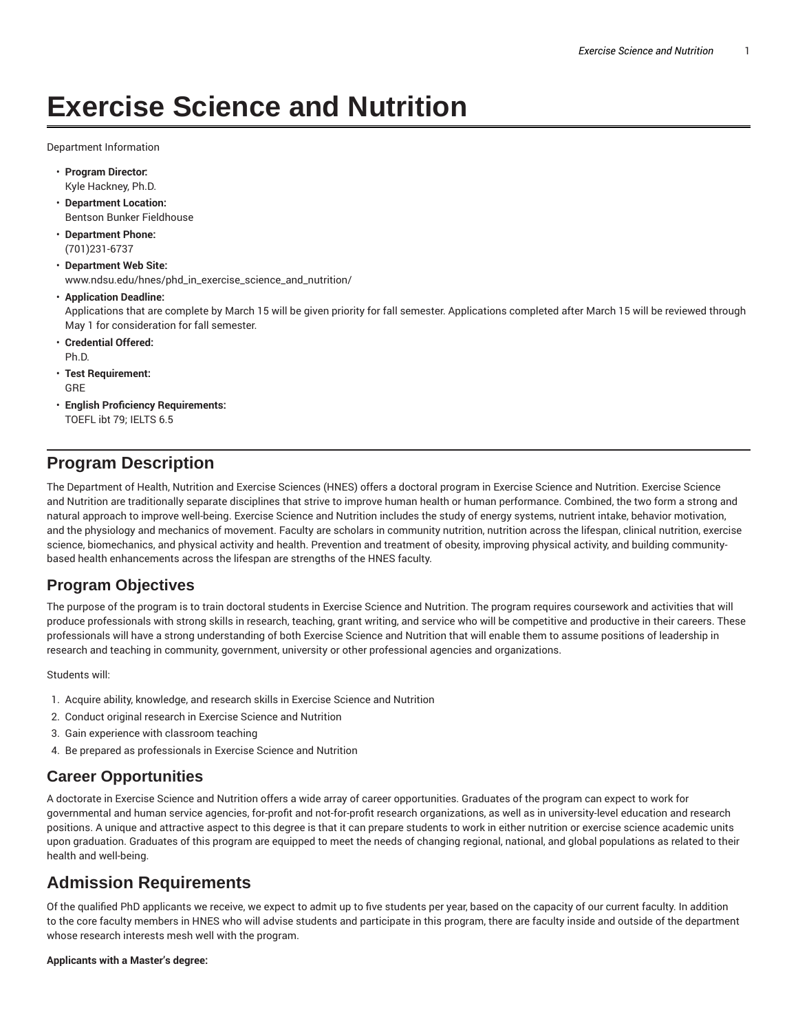# Exercise Science and Nutrition

Department Information

- **Program Director:**
  Kyle Hackney, Ph.D.
- **Department Location:**
  Bentson Bunker Fieldhouse
- **Department Phone:**
  (701)231-6737
- **Department Web Site:**
  www.ndsu.edu/hnes/phd_in_exercise_science_and_nutrition/
- **Application Deadline:**
  Applications that are complete by March 15 will be given priority for fall semester. Applications completed after March 15 will be reviewed through May 1 for consideration for fall semester.
- **Credential Offered:**
  Ph.D.
- **Test Requirement:**
  GRE
- **English Proficiency Requirements:**
  TOEFL ibt 79; IELTS 6.5

## Program Description

The Department of Health, Nutrition and Exercise Sciences (HNES) offers a doctoral program in Exercise Science and Nutrition. Exercise Science and Nutrition are traditionally separate disciplines that strive to improve human health or human performance. Combined, the two form a strong and natural approach to improve well-being. Exercise Science and Nutrition includes the study of energy systems, nutrient intake, behavior motivation, and the physiology and mechanics of movement. Faculty are scholars in community nutrition, nutrition across the lifespan, clinical nutrition, exercise science, biomechanics, and physical activity and health. Prevention and treatment of obesity, improving physical activity, and building community-based health enhancements across the lifespan are strengths of the HNES faculty.

### Program Objectives

The purpose of the program is to train doctoral students in Exercise Science and Nutrition. The program requires coursework and activities that will produce professionals with strong skills in research, teaching, grant writing, and service who will be competitive and productive in their careers. These professionals will have a strong understanding of both Exercise Science and Nutrition that will enable them to assume positions of leadership in research and teaching in community, government, university or other professional agencies and organizations.

Students will:

1. Acquire ability, knowledge, and research skills in Exercise Science and Nutrition
2. Conduct original research in Exercise Science and Nutrition
3. Gain experience with classroom teaching
4. Be prepared as professionals in Exercise Science and Nutrition

### Career Opportunities

A doctorate in Exercise Science and Nutrition offers a wide array of career opportunities. Graduates of the program can expect to work for governmental and human service agencies, for-profit and not-for-profit research organizations, as well as in university-level education and research positions. A unique and attractive aspect to this degree is that it can prepare students to work in either nutrition or exercise science academic units upon graduation. Graduates of this program are equipped to meet the needs of changing regional, national, and global populations as related to their health and well-being.

## Admission Requirements

Of the qualified PhD applicants we receive, we expect to admit up to five students per year, based on the capacity of our current faculty. In addition to the core faculty members in HNES who will advise students and participate in this program, there are faculty inside and outside of the department whose research interests mesh well with the program.

**Applicants with a Master's degree:**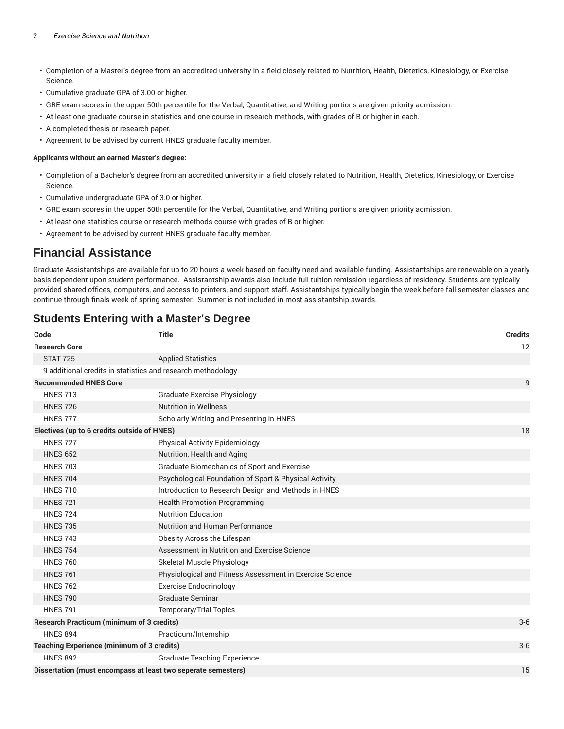- Completion of a Master's degree from an accredited university in a field closely related to Nutrition, Health, Dietetics, Kinesiology, or Exercise Science.
- Cumulative graduate GPA of 3.00 or higher.
- GRE exam scores in the upper 50th percentile for the Verbal, Quantitative, and Writing portions are given priority admission.
- At least one graduate course in statistics and one course in research methods, with grades of B or higher in each.
- A completed thesis or research paper.
- Agreement to be advised by current HNES graduate faculty member.

**Applicants without an earned Master's degree:**

- Completion of a Bachelor's degree from an accredited university in a field closely related to Nutrition, Health, Dietetics, Kinesiology, or Exercise Science.
- Cumulative undergraduate GPA of 3.0 or higher.
- GRE exam scores in the upper 50th percentile for the Verbal, Quantitative, and Writing portions are given priority admission.
- At least one statistics course or research methods course with grades of B or higher.
- Agreement to be advised by current HNES graduate faculty member.

## Financial Assistance

Graduate Assistantships are available for up to 20 hours a week based on faculty need and available funding. Assistantships are renewable on a yearly basis dependent upon student performance. Assistantship awards also include full tuition remission regardless of residency. Students are typically provided shared offices, computers, and access to printers, and support staff. Assistantships typically begin the week before fall semester classes and continue through finals week of spring semester. Summer is not included in most assistantship awards.

### Students Entering with a Master's Degree

| Code | Title | Credits |
|---|---|---|
| **Research Core** | | 12 |
| STAT 725 | Applied Statistics | |
| 9 additional credits in statistics and research methodology | | |
| **Recommended HNES Core** | | 9 |
| HNES 713 | Graduate Exercise Physiology | |
| HNES 726 | Nutrition in Wellness | |
| HNES 777 | Scholarly Writing and Presenting in HNES | |
| **Electives (up to 6 credits outside of HNES)** | | 18 |
| HNES 727 | Physical Activity Epidemiology | |
| HNES 652 | Nutrition, Health and Aging | |
| HNES 703 | Graduate Biomechanics of Sport and Exercise | |
| HNES 704 | Psychological Foundation of Sport & Physical Activity | |
| HNES 710 | Introduction to Research Design and Methods in HNES | |
| HNES 721 | Health Promotion Programming | |
| HNES 724 | Nutrition Education | |
| HNES 735 | Nutrition and Human Performance | |
| HNES 743 | Obesity Across the Lifespan | |
| HNES 754 | Assessment in Nutrition and Exercise Science | |
| HNES 760 | Skeletal Muscle Physiology | |
| HNES 761 | Physiological and Fitness Assessment in Exercise Science | |
| HNES 762 | Exercise Endocrinology | |
| HNES 790 | Graduate Seminar | |
| HNES 791 | Temporary/Trial Topics | |
| **Research Practicum (minimum of 3 credits)** | | 3-6 |
| HNES 894 | Practicum/Internship | |
| **Teaching Experience (minimum of 3 credits)** | | 3-6 |
| HNES 892 | Graduate Teaching Experience | |
| **Dissertation (must encompass at least two seperate semesters)** | | 15 |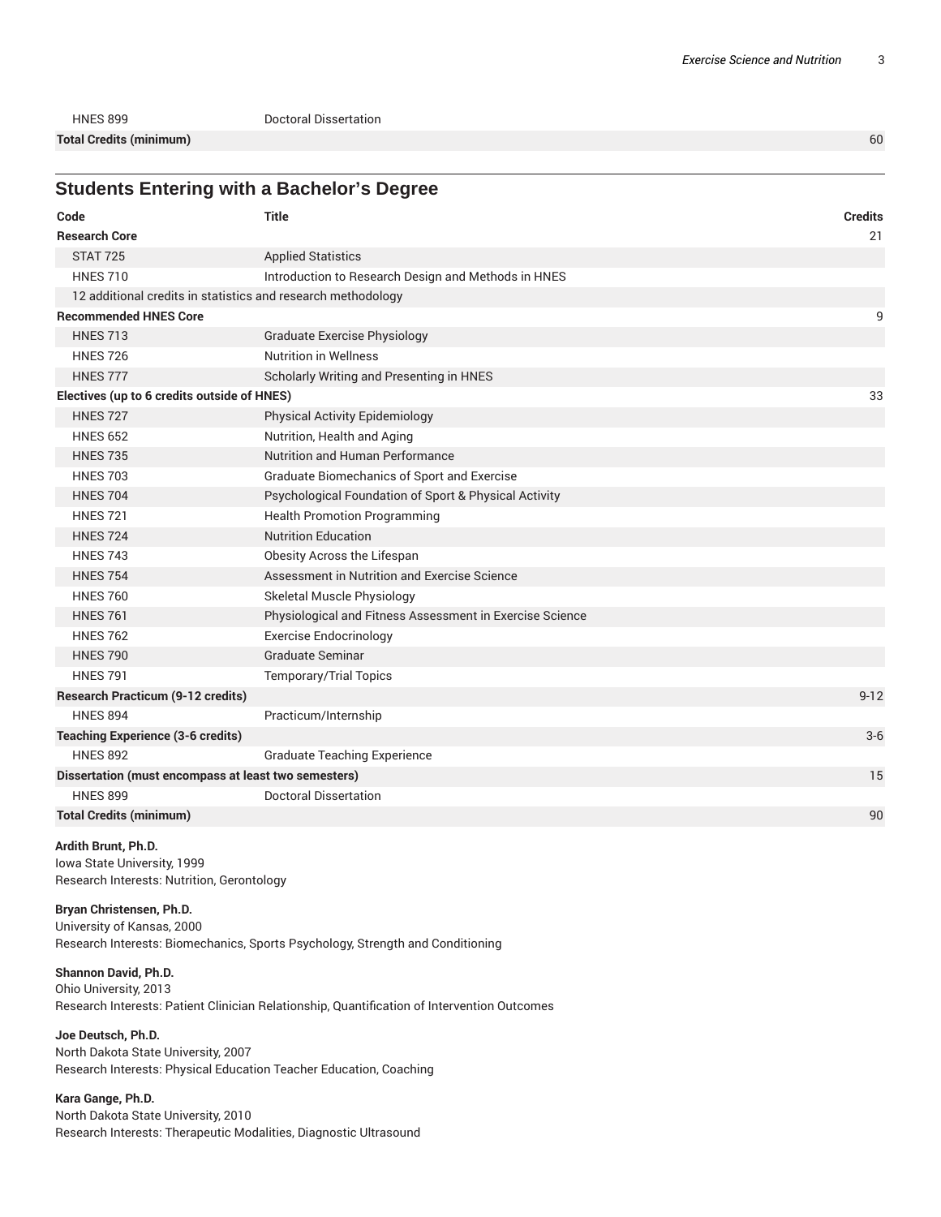| | | |
|---|---|---|
| HNES 899 | Doctoral Dissertation | |
| **Total Credits (minimum)** | | 60 |

## Students Entering with a Bachelor's Degree

| Code | Title | Credits |
|---|---|---|
| **Research Core** | | 21 |
| STAT 725 | Applied Statistics | |
| HNES 710 | Introduction to Research Design and Methods in HNES | |
| 12 additional credits in statistics and research methodology | | |
| **Recommended HNES Core** | | 9 |
| HNES 713 | Graduate Exercise Physiology | |
| HNES 726 | Nutrition in Wellness | |
| HNES 777 | Scholarly Writing and Presenting in HNES | |
| **Electives (up to 6 credits outside of HNES)** | | 33 |
| HNES 727 | Physical Activity Epidemiology | |
| HNES 652 | Nutrition, Health and Aging | |
| HNES 735 | Nutrition and Human Performance | |
| HNES 703 | Graduate Biomechanics of Sport and Exercise | |
| HNES 704 | Psychological Foundation of Sport & Physical Activity | |
| HNES 721 | Health Promotion Programming | |
| HNES 724 | Nutrition Education | |
| HNES 743 | Obesity Across the Lifespan | |
| HNES 754 | Assessment in Nutrition and Exercise Science | |
| HNES 760 | Skeletal Muscle Physiology | |
| HNES 761 | Physiological and Fitness Assessment in Exercise Science | |
| HNES 762 | Exercise Endocrinology | |
| HNES 790 | Graduate Seminar | |
| HNES 791 | Temporary/Trial Topics | |
| **Research Practicum (9-12 credits)** | | 9-12 |
| HNES 894 | Practicum/Internship | |
| **Teaching Experience (3-6 credits)** | | 3-6 |
| HNES 892 | Graduate Teaching Experience | |
| **Dissertation (must encompass at least two semesters)** | | 15 |
| HNES 899 | Doctoral Dissertation | |
| **Total Credits (minimum)** | | 90 |

**Ardith Brunt, Ph.D.**
Iowa State University, 1999
Research Interests: Nutrition, Gerontology

**Bryan Christensen, Ph.D.**
University of Kansas, 2000
Research Interests: Biomechanics, Sports Psychology, Strength and Conditioning

**Shannon David, Ph.D.**
Ohio University, 2013
Research Interests: Patient Clinician Relationship, Quantification of Intervention Outcomes

**Joe Deutsch, Ph.D.**
North Dakota State University, 2007
Research Interests: Physical Education Teacher Education, Coaching

**Kara Gange, Ph.D.**
North Dakota State University, 2010
Research Interests: Therapeutic Modalities, Diagnostic Ultrasound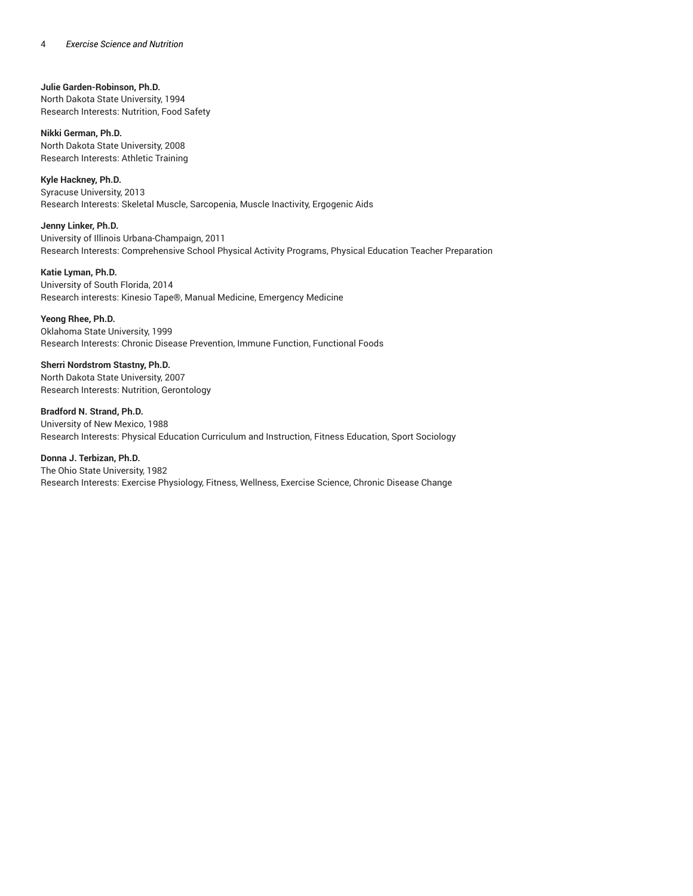**Julie Garden-Robinson, Ph.D.**
North Dakota State University, 1994
Research Interests: Nutrition, Food Safety

**Nikki German, Ph.D.**
North Dakota State University, 2008
Research Interests: Athletic Training

**Kyle Hackney, Ph.D.**
Syracuse University, 2013
Research Interests: Skeletal Muscle, Sarcopenia, Muscle Inactivity, Ergogenic Aids

**Jenny Linker, Ph.D.**
University of Illinois Urbana-Champaign, 2011
Research Interests: Comprehensive School Physical Activity Programs, Physical Education Teacher Preparation

**Katie Lyman, Ph.D.**
University of South Florida, 2014
Research interests: Kinesio Tape®, Manual Medicine, Emergency Medicine

**Yeong Rhee, Ph.D.**
Oklahoma State University, 1999
Research Interests: Chronic Disease Prevention, Immune Function, Functional Foods

**Sherri Nordstrom Stastny, Ph.D.**
North Dakota State University, 2007
Research Interests: Nutrition, Gerontology

**Bradford N. Strand, Ph.D.**
University of New Mexico, 1988
Research Interests: Physical Education Curriculum and Instruction, Fitness Education, Sport Sociology

**Donna J. Terbizan, Ph.D.**
The Ohio State University, 1982
Research Interests: Exercise Physiology, Fitness, Wellness, Exercise Science, Chronic Disease Change